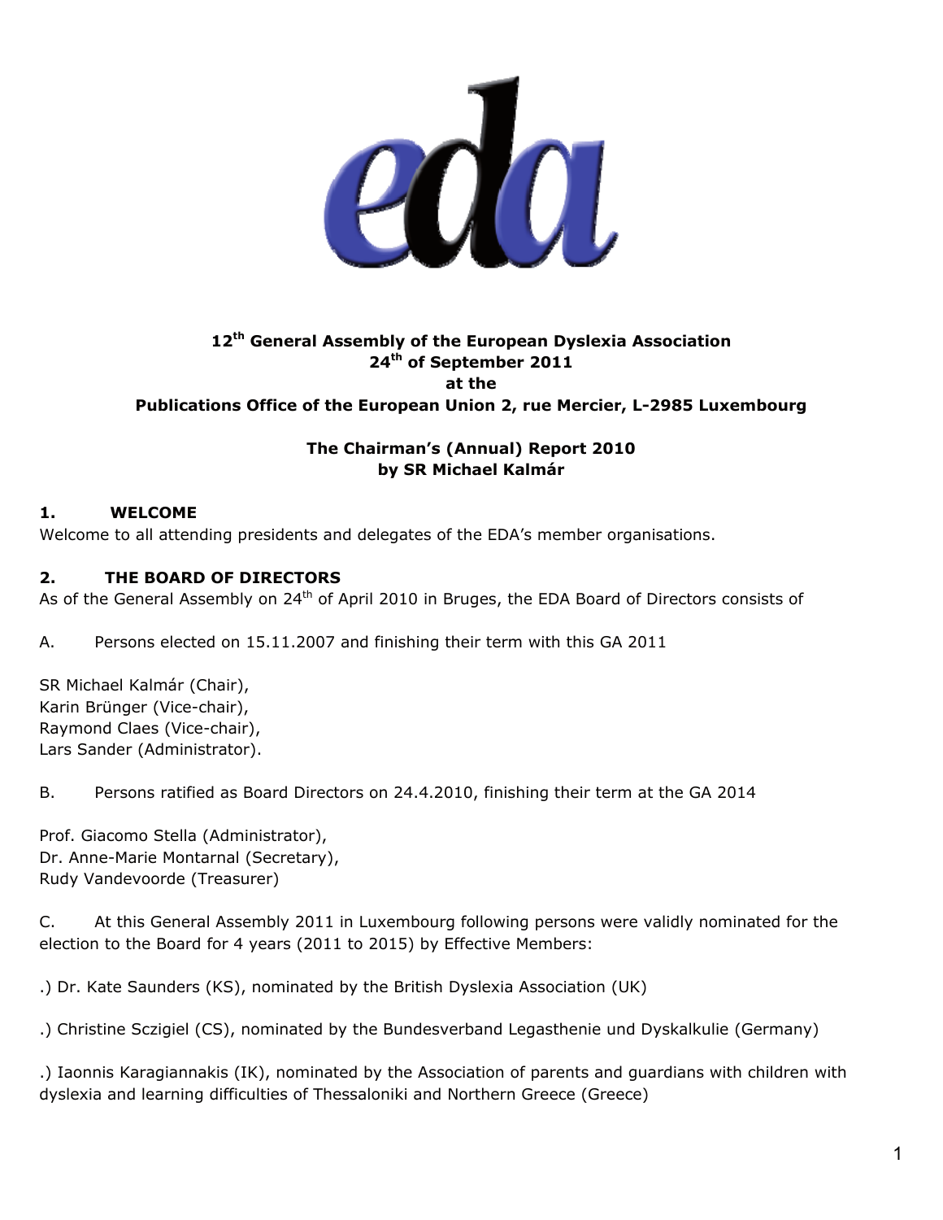**12th General Assembly of the European Dyslexia Association**
**24th of September 2011**
**at the**
**Publications Office of the European Union 2, rue Mercier, L-2985 Luxembourg**

**The Chairman's (Annual) Report 2010**
**by SR Michael Kalmár**

## 1. WELCOME

Welcome to all attending presidents and delegates of the EDA's member organisations.

## 2. THE BOARD OF DIRECTORS

As of the General Assembly on 24th of April 2010 in Bruges, the EDA Board of Directors consists of

A. Persons elected on 15.11.2007 and finishing their term with this GA 2011

SR Michael Kalmár (Chair),
Karin Brünger (Vice-chair),
Raymond Claes (Vice-chair),
Lars Sander (Administrator).

B. Persons ratified as Board Directors on 24.4.2010, finishing their term at the GA 2014

Prof. Giacomo Stella (Administrator),
Dr. Anne-Marie Montarnal (Secretary),
Rudy Vandevoorde (Treasurer)

C. At this General Assembly 2011 in Luxembourg following persons were validly nominated for the election to the Board for 4 years (2011 to 2015) by Effective Members:

.) Dr. Kate Saunders (KS), nominated by the British Dyslexia Association (UK)

.) Christine Sczigiel (CS), nominated by the Bundesverband Legasthenie und Dyskalkulie (Germany)

.) Iaonnis Karagiannakis (IK), nominated by the Association of parents and guardians with children with dyslexia and learning difficulties of Thessaloniki and Northern Greece (Greece)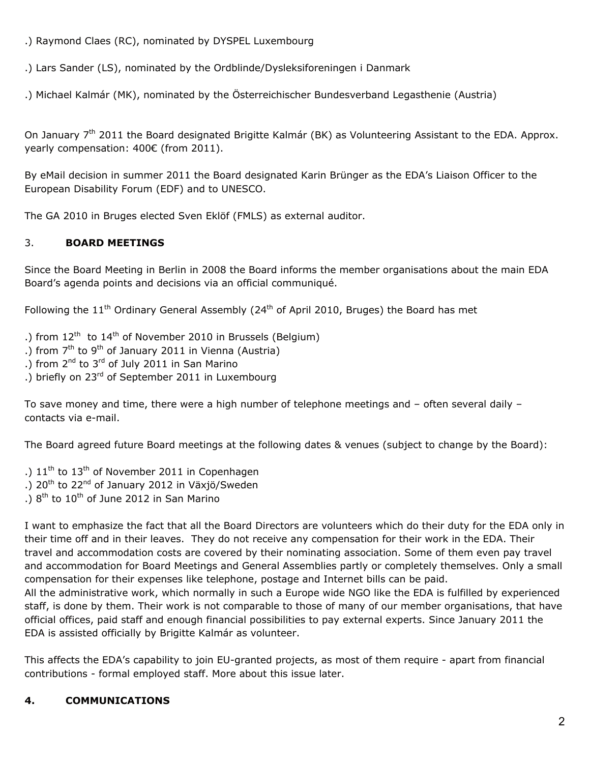.) Raymond Claes (RC), nominated by DYSPEL Luxembourg

.) Lars Sander (LS), nominated by the Ordblinde/Dysleksiforeningen i Danmark

.) Michael Kalmár (MK), nominated by the Österreichischer Bundesverband Legasthenie (Austria)

On January 7th 2011 the Board designated Brigitte Kalmár (BK) as Volunteering Assistant to the EDA. Approx. yearly compensation: 400€ (from 2011).

By eMail decision in summer 2011 the Board designated Karin Brünger as the EDA's Liaison Officer to the European Disability Forum (EDF) and to UNESCO.

The GA 2010 in Bruges elected Sven Eklöf (FMLS) as external auditor.

## 3. **BOARD MEETINGS**

Since the Board Meeting in Berlin in 2008 the Board informs the member organisations about the main EDA Board's agenda points and decisions via an official communiqué.

Following the 11th Ordinary General Assembly (24th of April 2010, Bruges) the Board has met

.) from 12th to 14th of November 2010 in Brussels (Belgium)
.) from 7th to 9th of January 2011 in Vienna (Austria)
.) from 2nd to 3rd of July 2011 in San Marino
.) briefly on 23rd of September 2011 in Luxembourg

To save money and time, there were a high number of telephone meetings and – often several daily – contacts via e-mail.

The Board agreed future Board meetings at the following dates & venues (subject to change by the Board):

.) 11th to 13th of November 2011 in Copenhagen
.) 20th to 22nd of January 2012 in Växjö/Sweden
.) 8th to 10th of June 2012 in San Marino

I want to emphasize the fact that all the Board Directors are volunteers which do their duty for the EDA only in their time off and in their leaves. They do not receive any compensation for their work in the EDA. Their travel and accommodation costs are covered by their nominating association. Some of them even pay travel and accommodation for Board Meetings and General Assemblies partly or completely themselves. Only a small compensation for their expenses like telephone, postage and Internet bills can be paid.
All the administrative work, which normally in such a Europe wide NGO like the EDA is fulfilled by experienced staff, is done by them. Their work is not comparable to those of many of our member organisations, that have official offices, paid staff and enough financial possibilities to pay external experts. Since January 2011 the EDA is assisted officially by Brigitte Kalmár as volunteer.

This affects the EDA's capability to join EU-granted projects, as most of them require - apart from financial contributions - formal employed staff. More about this issue later.

## **4. COMMUNICATIONS**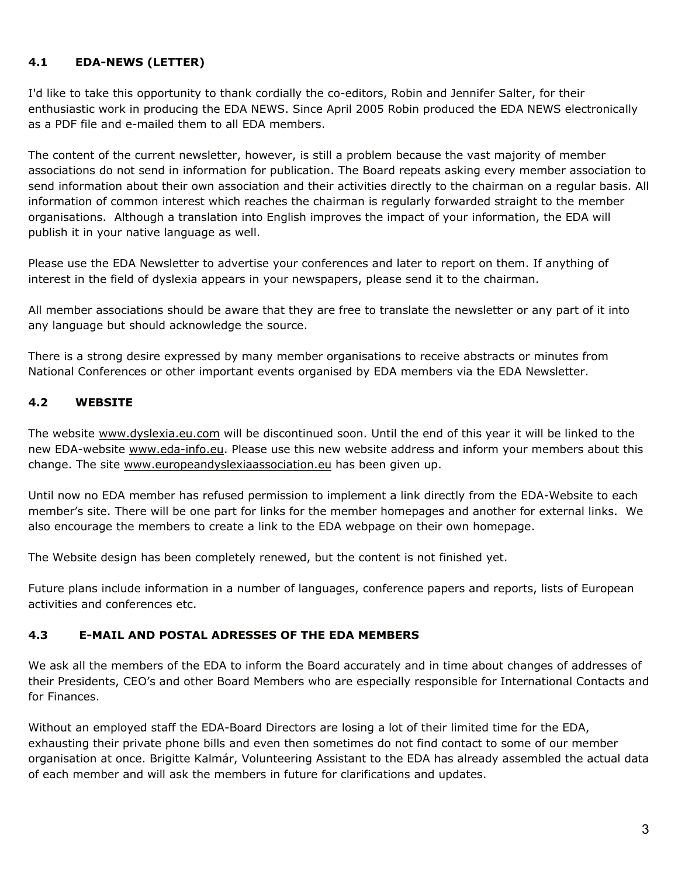### 4.1 EDA-NEWS (LETTER)

I'd like to take this opportunity to thank cordially the co-editors, Robin and Jennifer Salter, for their enthusiastic work in producing the EDA NEWS. Since April 2005 Robin produced the EDA NEWS electronically as a PDF file and e-mailed them to all EDA members.

The content of the current newsletter, however, is still a problem because the vast majority of member associations do not send in information for publication. The Board repeats asking every member association to send information about their own association and their activities directly to the chairman on a regular basis. All information of common interest which reaches the chairman is regularly forwarded straight to the member organisations. Although a translation into English improves the impact of your information, the EDA will publish it in your native language as well.

Please use the EDA Newsletter to advertise your conferences and later to report on them. If anything of interest in the field of dyslexia appears in your newspapers, please send it to the chairman.

All member associations should be aware that they are free to translate the newsletter or any part of it into any language but should acknowledge the source.

There is a strong desire expressed by many member organisations to receive abstracts or minutes from National Conferences or other important events organised by EDA members via the EDA Newsletter.

### 4.2 WEBSITE

The website www.dyslexia.eu.com will be discontinued soon. Until the end of this year it will be linked to the new EDA-website www.eda-info.eu. Please use this new website address and inform your members about this change. The site www.europeandyslexiaassociation.eu has been given up.

Until now no EDA member has refused permission to implement a link directly from the EDA-Website to each member's site. There will be one part for links for the member homepages and another for external links. We also encourage the members to create a link to the EDA webpage on their own homepage.

The Website design has been completely renewed, but the content is not finished yet.

Future plans include information in a number of languages, conference papers and reports, lists of European activities and conferences etc.

### 4.3 E-MAIL AND POSTAL ADRESSES OF THE EDA MEMBERS

We ask all the members of the EDA to inform the Board accurately and in time about changes of addresses of their Presidents, CEO's and other Board Members who are especially responsible for International Contacts and for Finances.

Without an employed staff the EDA-Board Directors are losing a lot of their limited time for the EDA, exhausting their private phone bills and even then sometimes do not find contact to some of our member organisation at once. Brigitte Kalmár, Volunteering Assistant to the EDA has already assembled the actual data of each member and will ask the members in future for clarifications and updates.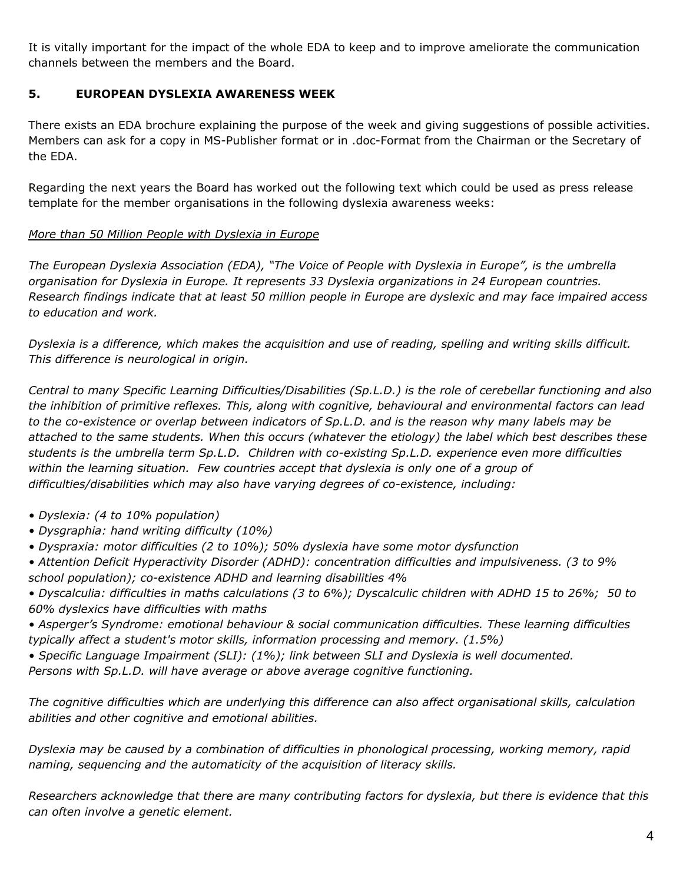It is vitally important for the impact of the whole EDA to keep and to improve ameliorate the communication channels between the members and the Board.

## 5. EUROPEAN DYSLEXIA AWARENESS WEEK

There exists an EDA brochure explaining the purpose of the week and giving suggestions of possible activities. Members can ask for a copy in MS-Publisher format or in .doc-Format from the Chairman or the Secretary of the EDA.

Regarding the next years the Board has worked out the following text which could be used as press release template for the member organisations in the following dyslexia awareness weeks:

*<u>More than 50 Million People with Dyslexia in Europe</u>*

*The European Dyslexia Association (EDA), "The Voice of People with Dyslexia in Europe", is the umbrella organisation for Dyslexia in Europe. It represents 33 Dyslexia organizations in 24 European countries. Research findings indicate that at least 50 million people in Europe are dyslexic and may face impaired access to education and work.*

*Dyslexia is a difference, which makes the acquisition and use of reading, spelling and writing skills difficult. This difference is neurological in origin.*

*Central to many Specific Learning Difficulties/Disabilities (Sp.L.D.) is the role of cerebellar functioning and also the inhibition of primitive reflexes. This, along with cognitive, behavioural and environmental factors can lead to the co-existence or overlap between indicators of Sp.L.D. and is the reason why many labels may be attached to the same students. When this occurs (whatever the etiology) the label which best describes these students is the umbrella term Sp.L.D. Children with co-existing Sp.L.D. experience even more difficulties within the learning situation. Few countries accept that dyslexia is only one of a group of difficulties/disabilities which may also have varying degrees of co-existence, including:*

- *Dyslexia: (4 to 10% population)*
- *Dysgraphia: hand writing difficulty (10%)*
- *Dyspraxia: motor difficulties (2 to 10%); 50% dyslexia have some motor dysfunction*
- *Attention Deficit Hyperactivity Disorder (ADHD): concentration difficulties and impulsiveness. (3 to 9% school population); co-existence ADHD and learning disabilities 4%*
- *Dyscalculia: difficulties in maths calculations (3 to 6%); Dyscalculic children with ADHD 15 to 26%; 50 to 60% dyslexics have difficulties with maths*
- *Asperger's Syndrome: emotional behaviour & social communication difficulties. These learning difficulties typically affect a student's motor skills, information processing and memory. (1.5%)*
- *Specific Language Impairment (SLI): (1%); link between SLI and Dyslexia is well documented.*

*Persons with Sp.L.D. will have average or above average cognitive functioning.*

*The cognitive difficulties which are underlying this difference can also affect organisational skills, calculation abilities and other cognitive and emotional abilities.*

*Dyslexia may be caused by a combination of difficulties in phonological processing, working memory, rapid naming, sequencing and the automaticity of the acquisition of literacy skills.*

*Researchers acknowledge that there are many contributing factors for dyslexia, but there is evidence that this can often involve a genetic element.*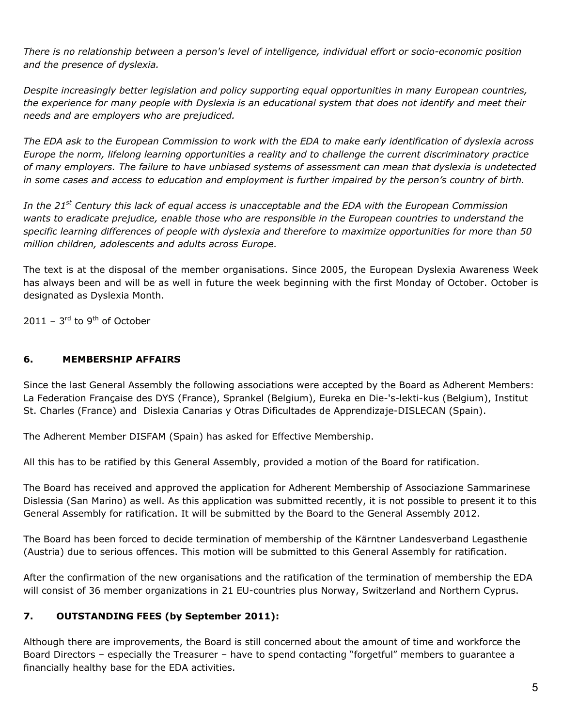*There is no relationship between a person's level of intelligence, individual effort or socio-economic position and the presence of dyslexia.*

*Despite increasingly better legislation and policy supporting equal opportunities in many European countries, the experience for many people with Dyslexia is an educational system that does not identify and meet their needs and are employers who are prejudiced.*

*The EDA ask to the European Commission to work with the EDA to make early identification of dyslexia across Europe the norm, lifelong learning opportunities a reality and to challenge the current discriminatory practice of many employers. The failure to have unbiased systems of assessment can mean that dyslexia is undetected in some cases and access to education and employment is further impaired by the person's country of birth.*

*In the 21st Century this lack of equal access is unacceptable and the EDA with the European Commission wants to eradicate prejudice, enable those who are responsible in the European countries to understand the specific learning differences of people with dyslexia and therefore to maximize opportunities for more than 50 million children, adolescents and adults across Europe.*

The text is at the disposal of the member organisations. Since 2005, the European Dyslexia Awareness Week has always been and will be as well in future the week beginning with the first Monday of October. October is designated as Dyslexia Month.

2011 – 3rd to 9th of October

## 6. MEMBERSHIP AFFAIRS

Since the last General Assembly the following associations were accepted by the Board as Adherent Members: La Federation Française des DYS (France), Sprankel (Belgium), Eureka en Die-'s-lekti-kus (Belgium), Institut St. Charles (France) and Dislexia Canarias y Otras Dificultades de Apprendizaje-DISLECAN (Spain).

The Adherent Member DISFAM (Spain) has asked for Effective Membership.

All this has to be ratified by this General Assembly, provided a motion of the Board for ratification.

The Board has received and approved the application for Adherent Membership of Associazione Sammarinese Dislessia (San Marino) as well. As this application was submitted recently, it is not possible to present it to this General Assembly for ratification. It will be submitted by the Board to the General Assembly 2012.

The Board has been forced to decide termination of membership of the Kärntner Landesverband Legasthenie (Austria) due to serious offences. This motion will be submitted to this General Assembly for ratification.

After the confirmation of the new organisations and the ratification of the termination of membership the EDA will consist of 36 member organizations in 21 EU-countries plus Norway, Switzerland and Northern Cyprus.

## 7. OUTSTANDING FEES (by September 2011):

Although there are improvements, the Board is still concerned about the amount of time and workforce the Board Directors – especially the Treasurer – have to spend contacting "forgetful" members to guarantee a financially healthy base for the EDA activities.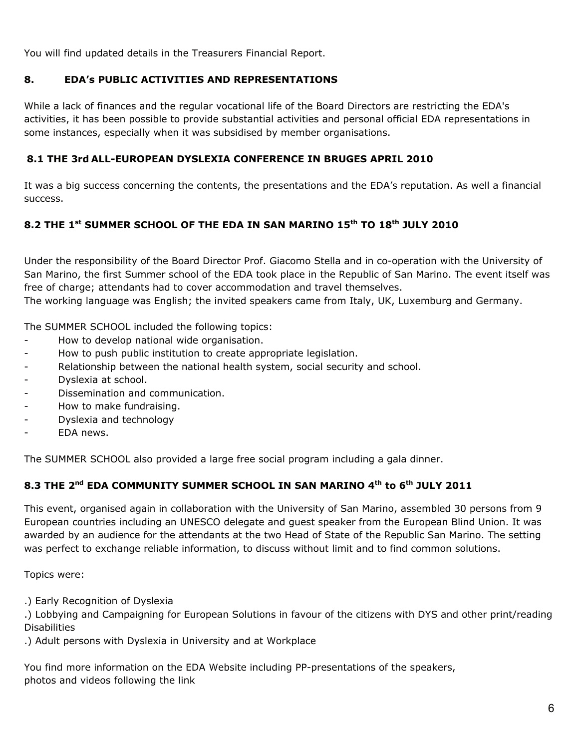You will find updated details in the Treasurers Financial Report.

## 8. EDA's PUBLIC ACTIVITIES AND REPRESENTATIONS

While a lack of finances and the regular vocational life of the Board Directors are restricting the EDA's activities, it has been possible to provide substantial activities and personal official EDA representations in some instances, especially when it was subsidised by member organisations.

### 8.1 THE 3rd ALL-EUROPEAN DYSLEXIA CONFERENCE IN BRUGES APRIL 2010

It was a big success concerning the contents, the presentations and the EDA's reputation. As well a financial success.

### 8.2 THE 1st SUMMER SCHOOL OF THE EDA IN SAN MARINO 15th TO 18th JULY 2010

Under the responsibility of the Board Director Prof. Giacomo Stella and in co-operation with the University of San Marino, the first Summer school of the EDA took place in the Republic of San Marino. The event itself was free of charge; attendants had to cover accommodation and travel themselves.
The working language was English; the invited speakers came from Italy, UK, Luxemburg and Germany.

The SUMMER SCHOOL included the following topics:

- How to develop national wide organisation.
- How to push public institution to create appropriate legislation.
- Relationship between the national health system, social security and school.
- Dyslexia at school.
- Dissemination and communication.
- How to make fundraising.
- Dyslexia and technology
- EDA news.

The SUMMER SCHOOL also provided a large free social program including a gala dinner.

### 8.3 THE 2nd EDA COMMUNITY SUMMER SCHOOL IN SAN MARINO 4th to 6th JULY 2011

This event, organised again in collaboration with the University of San Marino, assembled 30 persons from 9 European countries including an UNESCO delegate and guest speaker from the European Blind Union. It was awarded by an audience for the attendants at the two Head of State of the Republic San Marino. The setting was perfect to exchange reliable information, to discuss without limit and to find common solutions.

Topics were:

.) Early Recognition of Dyslexia

.) Lobbying and Campaigning for European Solutions in favour of the citizens with DYS and other print/reading Disabilities

.) Adult persons with Dyslexia in University and at Workplace

You find more information on the EDA Website including PP-presentations of the speakers,
photos and videos following the link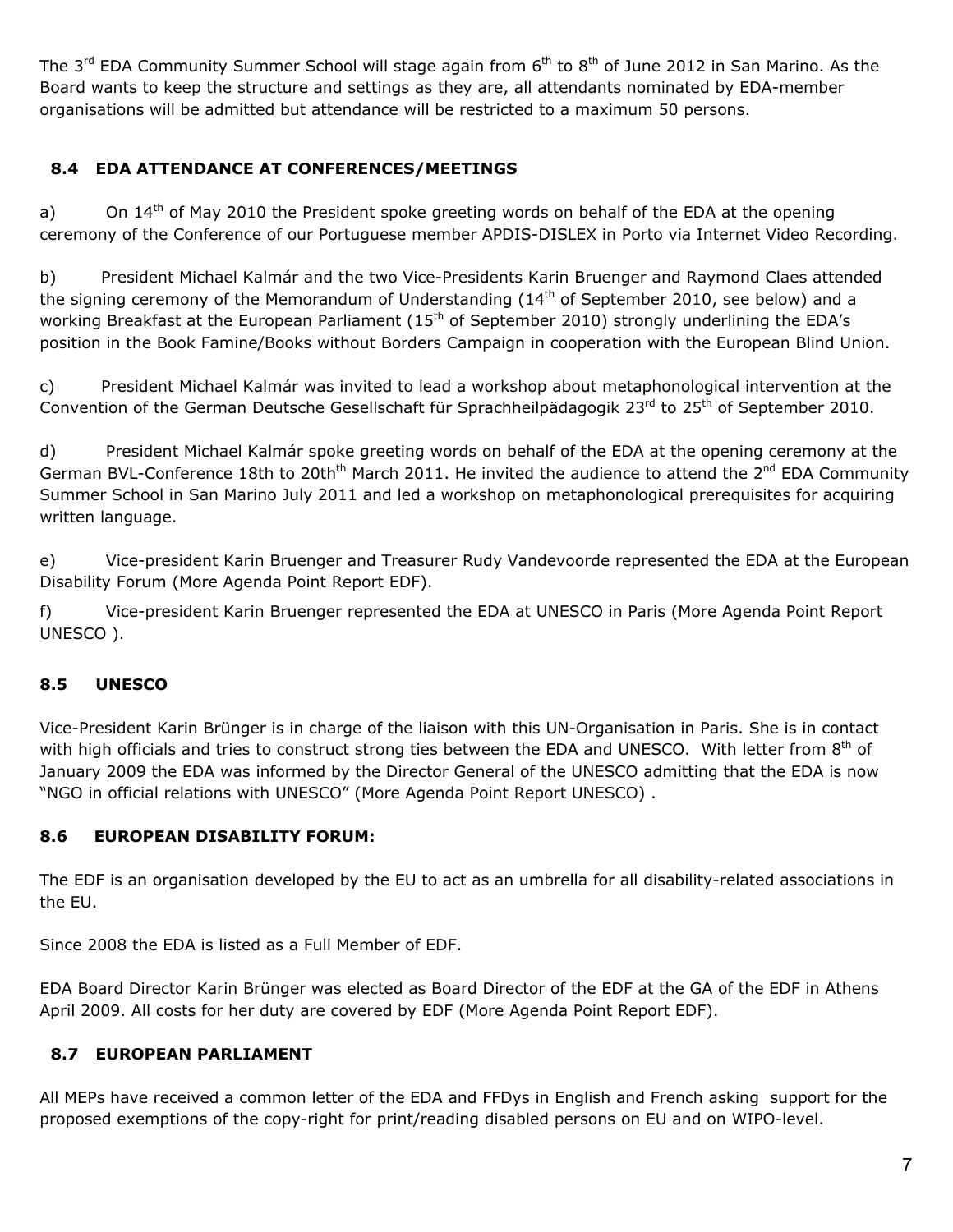The 3rd EDA Community Summer School will stage again from 6th to 8th of June 2012 in San Marino. As the Board wants to keep the structure and settings as they are, all attendants nominated by EDA-member organisations will be admitted but attendance will be restricted to a maximum 50 persons.

### 8.4 EDA ATTENDANCE AT CONFERENCES/MEETINGS

a) On 14th of May 2010 the President spoke greeting words on behalf of the EDA at the opening ceremony of the Conference of our Portuguese member APDIS-DISLEX in Porto via Internet Video Recording.

b) President Michael Kalmár and the two Vice-Presidents Karin Bruenger and Raymond Claes attended the signing ceremony of the Memorandum of Understanding (14th of September 2010, see below) and a working Breakfast at the European Parliament (15th of September 2010) strongly underlining the EDA's position in the Book Famine/Books without Borders Campaign in cooperation with the European Blind Union.

c) President Michael Kalmár was invited to lead a workshop about metaphonological intervention at the Convention of the German Deutsche Gesellschaft für Sprachheilpädagogik 23rd to 25th of September 2010.

d) President Michael Kalmár spoke greeting words on behalf of the EDA at the opening ceremony at the German BVL-Conference 18th to 20thth March 2011. He invited the audience to attend the 2nd EDA Community Summer School in San Marino July 2011 and led a workshop on metaphonological prerequisites for acquiring written language.

e) Vice-president Karin Bruenger and Treasurer Rudy Vandevoorde represented the EDA at the European Disability Forum (More Agenda Point Report EDF).

f) Vice-president Karin Bruenger represented the EDA at UNESCO in Paris (More Agenda Point Report UNESCO ).

### 8.5 UNESCO

Vice-President Karin Brünger is in charge of the liaison with this UN-Organisation in Paris. She is in contact with high officials and tries to construct strong ties between the EDA and UNESCO. With letter from 8th of January 2009 the EDA was informed by the Director General of the UNESCO admitting that the EDA is now "NGO in official relations with UNESCO" (More Agenda Point Report UNESCO) .

### 8.6 EUROPEAN DISABILITY FORUM:

The EDF is an organisation developed by the EU to act as an umbrella for all disability-related associations in the EU.

Since 2008 the EDA is listed as a Full Member of EDF.

EDA Board Director Karin Brünger was elected as Board Director of the EDF at the GA of the EDF in Athens April 2009. All costs for her duty are covered by EDF (More Agenda Point Report EDF).

### 8.7 EUROPEAN PARLIAMENT

All MEPs have received a common letter of the EDA and FFDys in English and French asking support for the proposed exemptions of the copy-right for print/reading disabled persons on EU and on WIPO-level.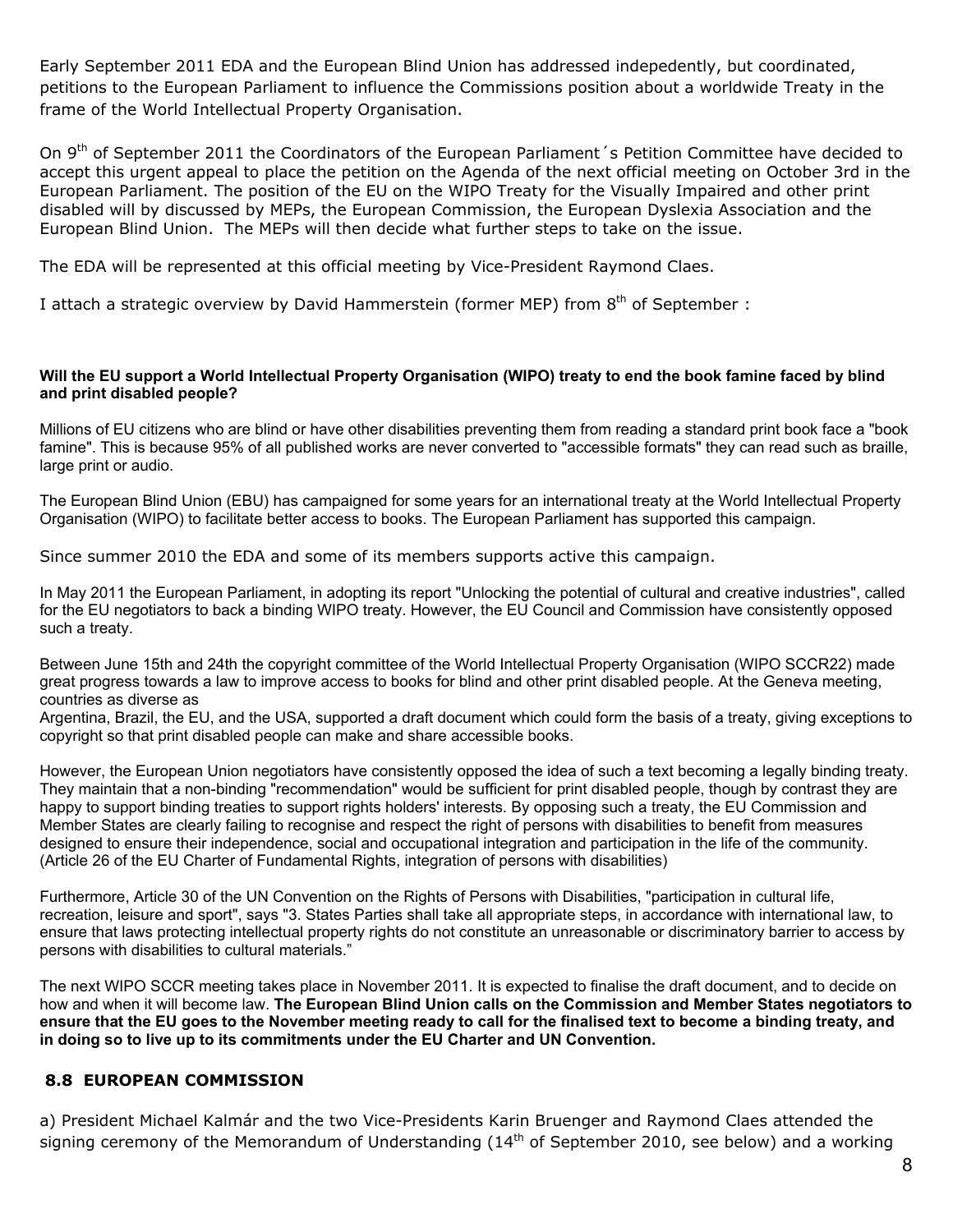Early September 2011 EDA and the European Blind Union has addressed indepedently, but coordinated, petitions to the European Parliament to influence the Commissions position about a worldwide Treaty in the frame of the World Intellectual Property Organisation.

On 9th of September 2011 the Coordinators of the European Parliament´s Petition Committee have decided to accept this urgent appeal to place the petition on the Agenda of the next official meeting on October 3rd in the European Parliament. The position of the EU on the WIPO Treaty for the Visually Impaired and other print disabled will by discussed by MEPs, the European Commission, the European Dyslexia Association and the European Blind Union. The MEPs will then decide what further steps to take on the issue.

The EDA will be represented at this official meeting by Vice-President Raymond Claes.

I attach a strategic overview by David Hammerstein (former MEP) from 8th of September :

**Will the EU support a World Intellectual Property Organisation (WIPO) treaty to end the book famine faced by blind and print disabled people?**

Millions of EU citizens who are blind or have other disabilities preventing them from reading a standard print book face a "book famine". This is because 95% of all published works are never converted to "accessible formats" they can read such as braille, large print or audio.

The European Blind Union (EBU) has campaigned for some years for an international treaty at the World Intellectual Property Organisation (WIPO) to facilitate better access to books. The European Parliament has supported this campaign.

Since summer 2010 the EDA and some of its members supports active this campaign.

In May 2011 the European Parliament, in adopting its report "Unlocking the potential of cultural and creative industries", called for the EU negotiators to back a binding WIPO treaty. However, the EU Council and Commission have consistently opposed such a treaty.

Between June 15th and 24th the copyright committee of the World Intellectual Property Organisation (WIPO SCCR22) made great progress towards a law to improve access to books for blind and other print disabled people. At the Geneva meeting, countries as diverse as
Argentina, Brazil, the EU, and the USA, supported a draft document which could form the basis of a treaty, giving exceptions to copyright so that print disabled people can make and share accessible books.

However, the European Union negotiators have consistently opposed the idea of such a text becoming a legally binding treaty. They maintain that a non-binding "recommendation" would be sufficient for print disabled people, though by contrast they are happy to support binding treaties to support rights holders' interests. By opposing such a treaty, the EU Commission and Member States are clearly failing to recognise and respect the right of persons with disabilities to benefit from measures designed to ensure their independence, social and occupational integration and participation in the life of the community. (Article 26 of the EU Charter of Fundamental Rights, integration of persons with disabilities)

Furthermore, Article 30 of the UN Convention on the Rights of Persons with Disabilities, "participation in cultural life, recreation, leisure and sport", says "3. States Parties shall take all appropriate steps, in accordance with international law, to ensure that laws protecting intellectual property rights do not constitute an unreasonable or discriminatory barrier to access by persons with disabilities to cultural materials."

The next WIPO SCCR meeting takes place in November 2011. It is expected to finalise the draft document, and to decide on how and when it will become law. **The European Blind Union calls on the Commission and Member States negotiators to ensure that the EU goes to the November meeting ready to call for the finalised text to become a binding treaty, and in doing so to live up to its commitments under the EU Charter and UN Convention.**

### 8.8 EUROPEAN COMMISSION

a) President Michael Kalmár and the two Vice-Presidents Karin Bruenger and Raymond Claes attended the signing ceremony of the Memorandum of Understanding (14th of September 2010, see below) and a working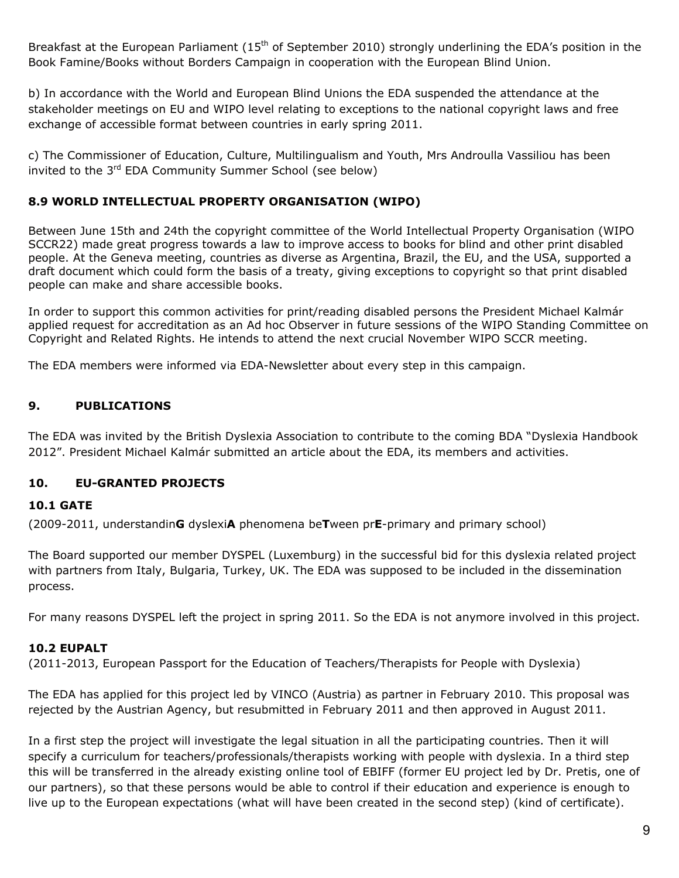Breakfast at the European Parliament (15th of September 2010) strongly underlining the EDA's position in the Book Famine/Books without Borders Campaign in cooperation with the European Blind Union.

b) In accordance with the World and European Blind Unions the EDA suspended the attendance at the stakeholder meetings on EU and WIPO level relating to exceptions to the national copyright laws and free exchange of accessible format between countries in early spring 2011.

c) The Commissioner of Education, Culture, Multilingualism and Youth, Mrs Androulla Vassiliou has been invited to the 3rd EDA Community Summer School (see below)

### 8.9 WORLD INTELLECTUAL PROPERTY ORGANISATION (WIPO)

Between June 15th and 24th the copyright committee of the World Intellectual Property Organisation (WIPO SCCR22) made great progress towards a law to improve access to books for blind and other print disabled people. At the Geneva meeting, countries as diverse as Argentina, Brazil, the EU, and the USA, supported a draft document which could form the basis of a treaty, giving exceptions to copyright so that print disabled people can make and share accessible books.

In order to support this common activities for print/reading disabled persons the President Michael Kalmár applied request for accreditation as an Ad hoc Observer in future sessions of the WIPO Standing Committee on Copyright and Related Rights. He intends to attend the next crucial November WIPO SCCR meeting.

The EDA members were informed via EDA-Newsletter about every step in this campaign.

## 9. PUBLICATIONS

The EDA was invited by the British Dyslexia Association to contribute to the coming BDA "Dyslexia Handbook 2012". President Michael Kalmár submitted an article about the EDA, its members and activities.

## 10. EU-GRANTED PROJECTS

### 10.1 GATE

(2009-2011, understandin**G** dyslexi**A** phenomena be**T**ween pr**E**-primary and primary school)

The Board supported our member DYSPEL (Luxemburg) in the successful bid for this dyslexia related project with partners from Italy, Bulgaria, Turkey, UK. The EDA was supposed to be included in the dissemination process.

For many reasons DYSPEL left the project in spring 2011. So the EDA is not anymore involved in this project.

### 10.2 EUPALT

(2011-2013, European Passport for the Education of Teachers/Therapists for People with Dyslexia)

The EDA has applied for this project led by VINCO (Austria) as partner in February 2010. This proposal was rejected by the Austrian Agency, but resubmitted in February 2011 and then approved in August 2011.

In a first step the project will investigate the legal situation in all the participating countries. Then it will specify a curriculum for teachers/professionals/therapists working with people with dyslexia. In a third step this will be transferred in the already existing online tool of EBIFF (former EU project led by Dr. Pretis, one of our partners), so that these persons would be able to control if their education and experience is enough to live up to the European expectations (what will have been created in the second step) (kind of certificate).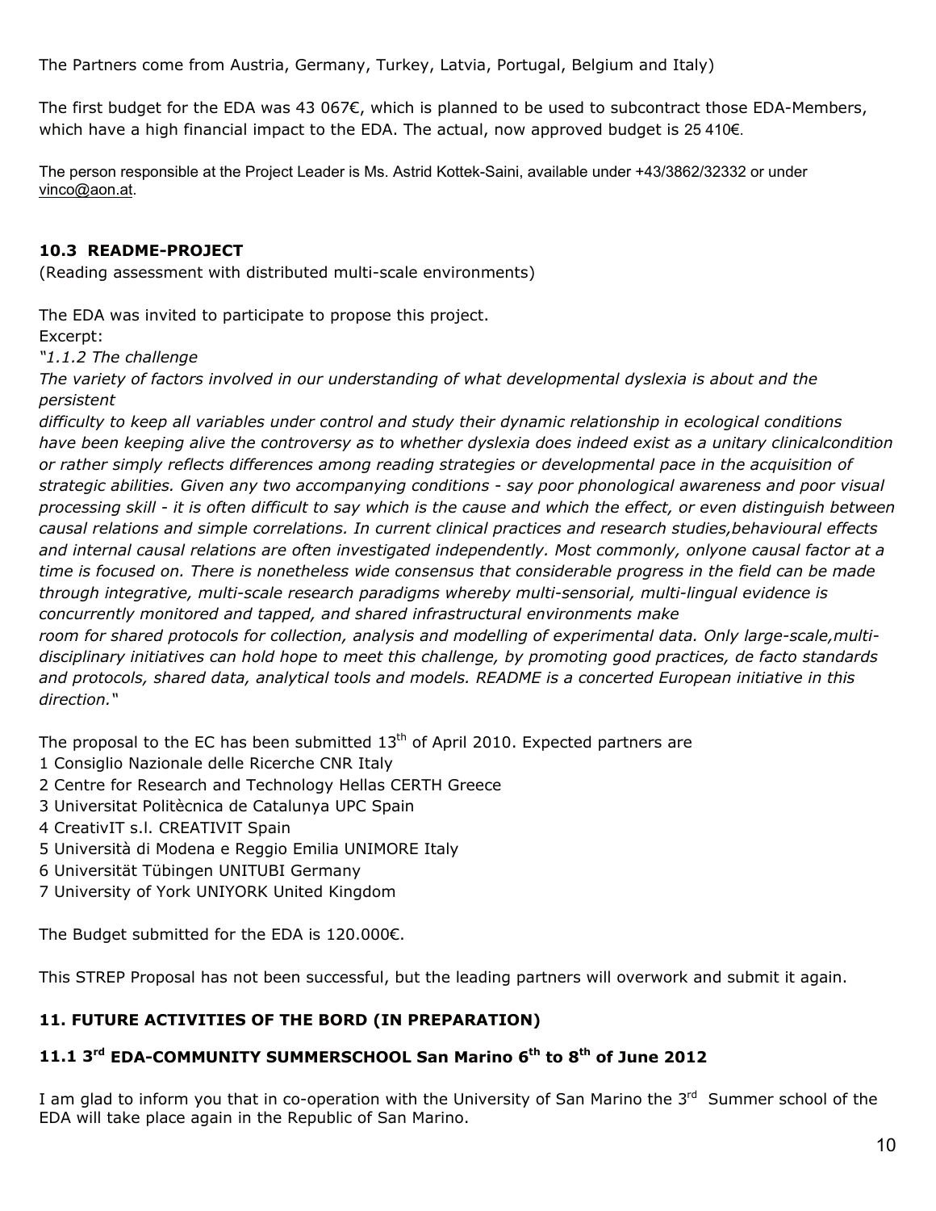The Partners come from Austria, Germany, Turkey, Latvia, Portugal, Belgium and Italy)

The first budget for the EDA was 43 067€, which is planned to be used to subcontract those EDA-Members, which have a high financial impact to the EDA. The actual, now approved budget is 25 410€.

The person responsible at the Project Leader is Ms. Astrid Kottek-Saini, available under +43/3862/32332 or under vinco@aon.at.

### 10.3 README-PROJECT

(Reading assessment with distributed multi-scale environments)

The EDA was invited to participate to propose this project.
Excerpt:

*"1.1.2 The challenge*
*The variety of factors involved in our understanding of what developmental dyslexia is about and the persistent*
*difficulty to keep all variables under control and study their dynamic relationship in ecological conditions have been keeping alive the controversy as to whether dyslexia does indeed exist as a unitary clinicalcondition or rather simply reflects differences among reading strategies or developmental pace in the acquisition of strategic abilities. Given any two accompanying conditions - say poor phonological awareness and poor visual processing skill - it is often difficult to say which is the cause and which the effect, or even distinguish between causal relations and simple correlations. In current clinical practices and research studies,behavioural effects and internal causal relations are often investigated independently. Most commonly, onlyone causal factor at a time is focused on. There is nonetheless wide consensus that considerable progress in the field can be made through integrative, multi-scale research paradigms whereby multi-sensorial, multi-lingual evidence is concurrently monitored and tapped, and shared infrastructural environments make*
*room for shared protocols for collection, analysis and modelling of experimental data. Only large-scale,multi-disciplinary initiatives can hold hope to meet this challenge, by promoting good practices, de facto standards and protocols, shared data, analytical tools and models. README is a concerted European initiative in this direction."*

The proposal to the EC has been submitted 13th of April 2010. Expected partners are

1 Consiglio Nazionale delle Ricerche CNR Italy
2 Centre for Research and Technology Hellas CERTH Greece
3 Universitat Politècnica de Catalunya UPC Spain
4 CreativIT s.l. CREATIVIT Spain
5 Università di Modena e Reggio Emilia UNIMORE Italy
6 Universität Tübingen UNITUBI Germany
7 University of York UNIYORK United Kingdom

The Budget submitted for the EDA is 120.000€.

This STREP Proposal has not been successful, but the leading partners will overwork and submit it again.

## 11. FUTURE ACTIVITIES OF THE BORD (IN PREPARATION)

### 11.1 3rd EDA-COMMUNITY SUMMERSCHOOL San Marino 6th to 8th of June 2012

I am glad to inform you that in co-operation with the University of San Marino the 3rd Summer school of the EDA will take place again in the Republic of San Marino.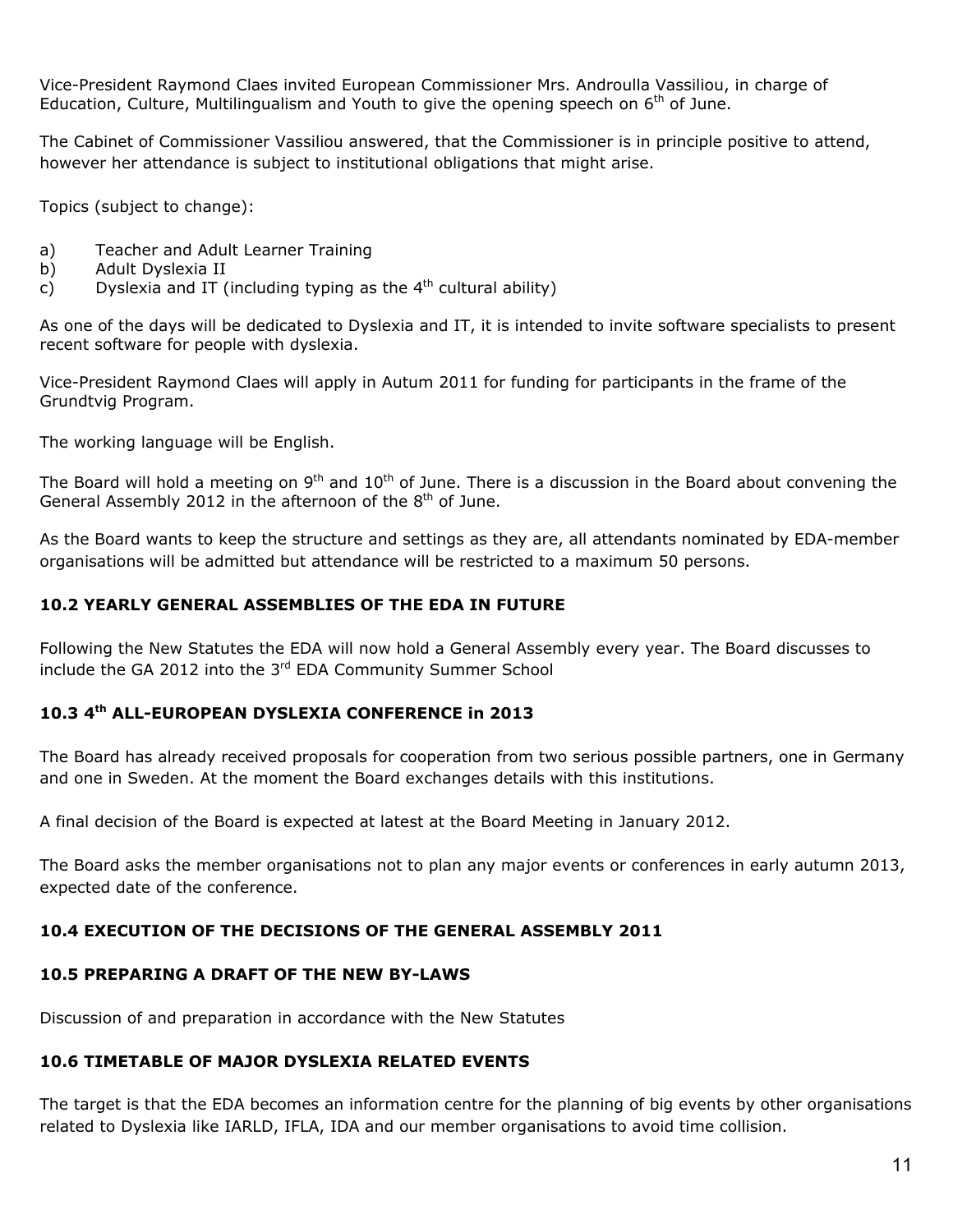Vice-President Raymond Claes invited European Commissioner Mrs. Androulla Vassiliou, in charge of Education, Culture, Multilingualism and Youth to give the opening speech on 6th of June.

The Cabinet of Commissioner Vassiliou answered, that the Commissioner is in principle positive to attend, however her attendance is subject to institutional obligations that might arise.

Topics (subject to change):

a) Teacher and Adult Learner Training
b) Adult Dyslexia II
c) Dyslexia and IT (including typing as the 4th cultural ability)

As one of the days will be dedicated to Dyslexia and IT, it is intended to invite software specialists to present recent software for people with dyslexia.

Vice-President Raymond Claes will apply in Autum 2011 for funding for participants in the frame of the Grundtvig Program.

The working language will be English.

The Board will hold a meeting on 9th and 10th of June. There is a discussion in the Board about convening the General Assembly 2012 in the afternoon of the 8th of June.

As the Board wants to keep the structure and settings as they are, all attendants nominated by EDA-member organisations will be admitted but attendance will be restricted to a maximum 50 persons.

### 10.2 YEARLY GENERAL ASSEMBLIES OF THE EDA IN FUTURE

Following the New Statutes the EDA will now hold a General Assembly every year. The Board discusses to include the GA 2012 into the 3rd EDA Community Summer School

### 10.3 4th ALL-EUROPEAN DYSLEXIA CONFERENCE in 2013

The Board has already received proposals for cooperation from two serious possible partners, one in Germany and one in Sweden. At the moment the Board exchanges details with this institutions.

A final decision of the Board is expected at latest at the Board Meeting in January 2012.

The Board asks the member organisations not to plan any major events or conferences in early autumn 2013, expected date of the conference.

### 10.4 EXECUTION OF THE DECISIONS OF THE GENERAL ASSEMBLY 2011

### 10.5 PREPARING A DRAFT OF THE NEW BY-LAWS

Discussion of and preparation in accordance with the New Statutes

### 10.6 TIMETABLE OF MAJOR DYSLEXIA RELATED EVENTS

The target is that the EDA becomes an information centre for the planning of big events by other organisations related to Dyslexia like IARLD, IFLA, IDA and our member organisations to avoid time collision.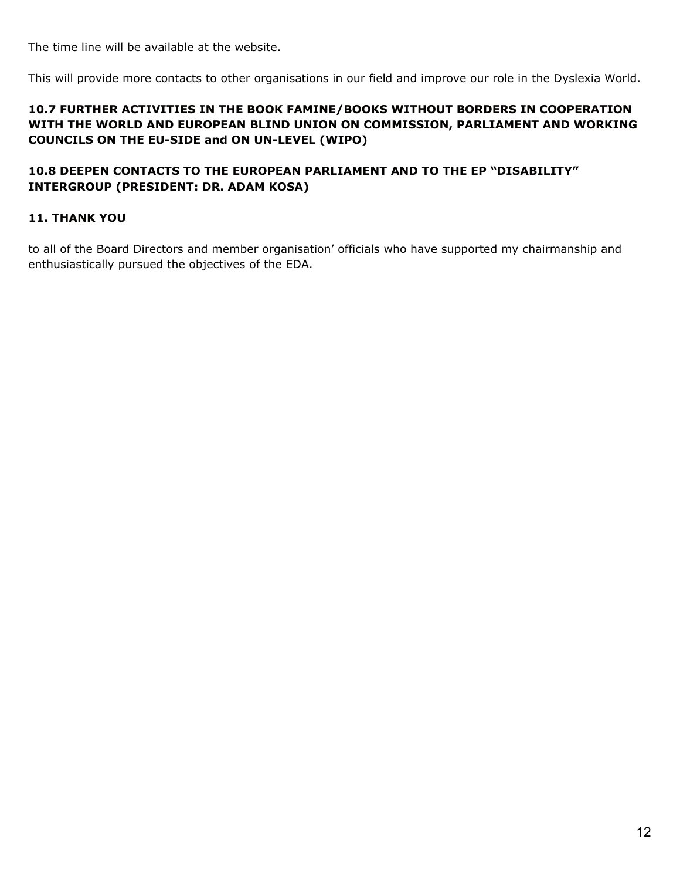The time line will be available at the website.

This will provide more contacts to other organisations in our field and improve our role in the Dyslexia World.

### 10.7 FURTHER ACTIVITIES IN THE BOOK FAMINE/BOOKS WITHOUT BORDERS IN COOPERATION WITH THE WORLD AND EUROPEAN BLIND UNION ON COMMISSION, PARLIAMENT AND WORKING COUNCILS ON THE EU-SIDE and ON UN-LEVEL (WIPO)

### 10.8 DEEPEN CONTACTS TO THE EUROPEAN PARLIAMENT AND TO THE EP "DISABILITY" INTERGROUP (PRESIDENT: DR. ADAM KOSA)

## 11. THANK YOU

to all of the Board Directors and member organisation' officials who have supported my chairmanship and enthusiastically pursued the objectives of the EDA.